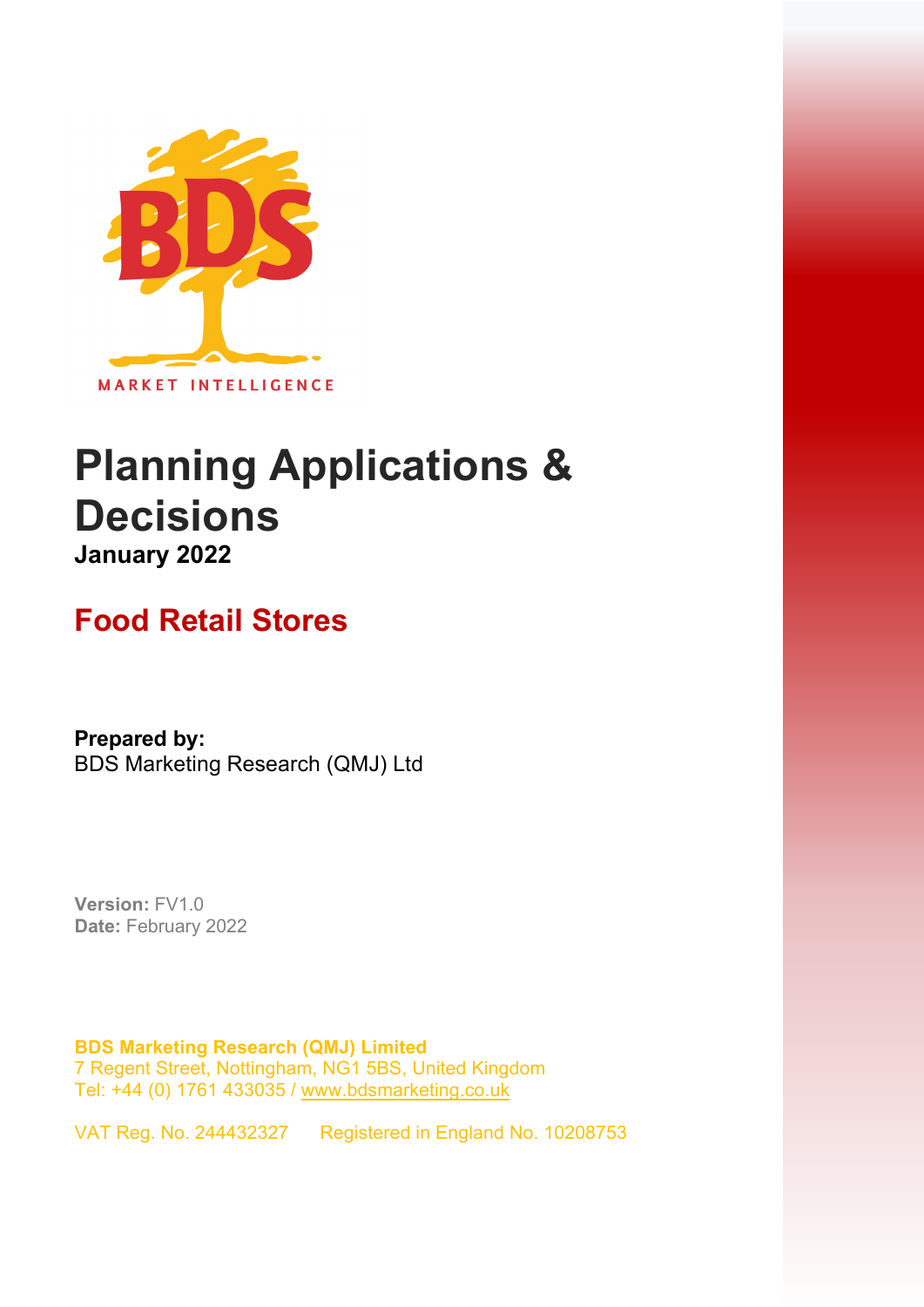# Planning Applications & Decisions

**January 2022**

## Food Retail Stores

**Prepared by:**
BDS Marketing Research (QMJ) Ltd

**Version:** FV1.0
**Date:** February 2022

**BDS Marketing Research (QMJ) Limited**
7 Regent Street, Nottingham, NG1 5BS, United Kingdom
Tel: +44 (0) 1761 433035 / www.bdsmarketing.co.uk

VAT Reg. No. 244432327      Registered in England No. 10208753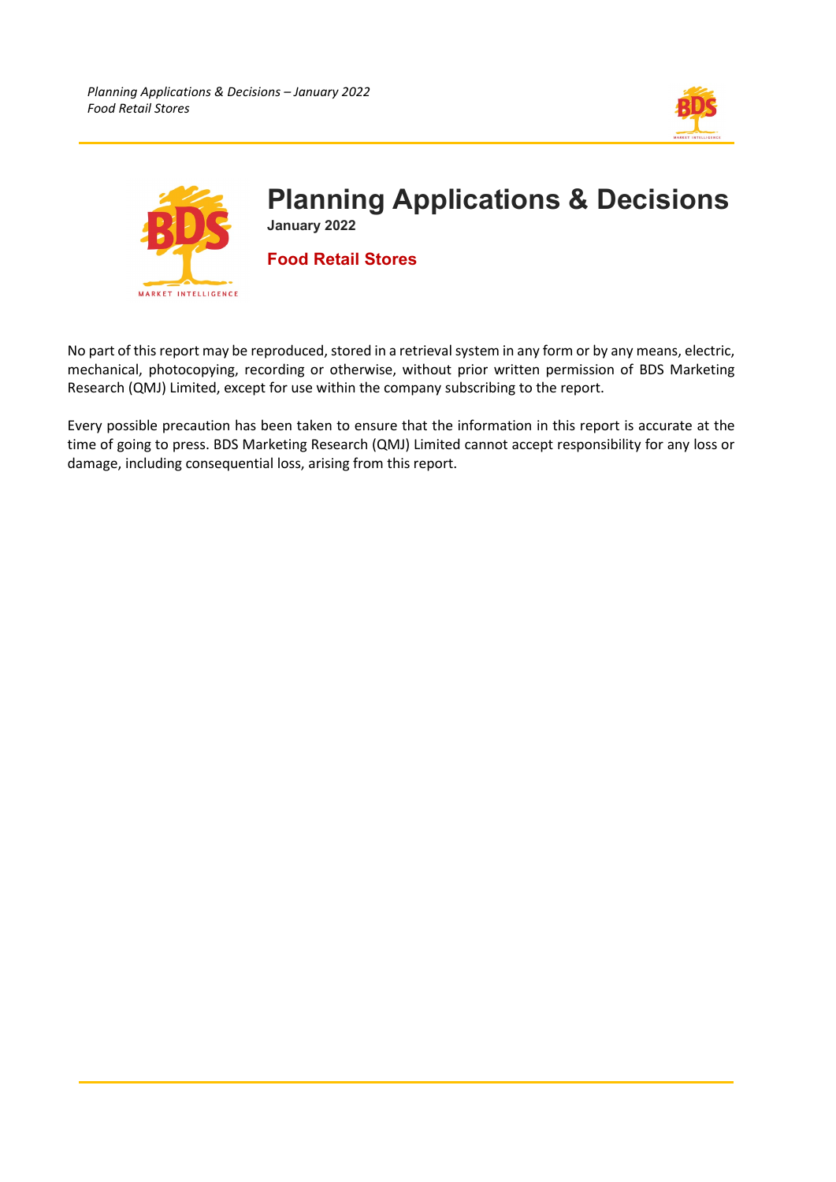# Planning Applications & Decisions

**January 2022**

## Food Retail Stores

No part of this report may be reproduced, stored in a retrieval system in any form or by any means, electric, mechanical, photocopying, recording or otherwise, without prior written permission of BDS Marketing Research (QMJ) Limited, except for use within the company subscribing to the report.

Every possible precaution has been taken to ensure that the information in this report is accurate at the time of going to press. BDS Marketing Research (QMJ) Limited cannot accept responsibility for any loss or damage, including consequential loss, arising from this report.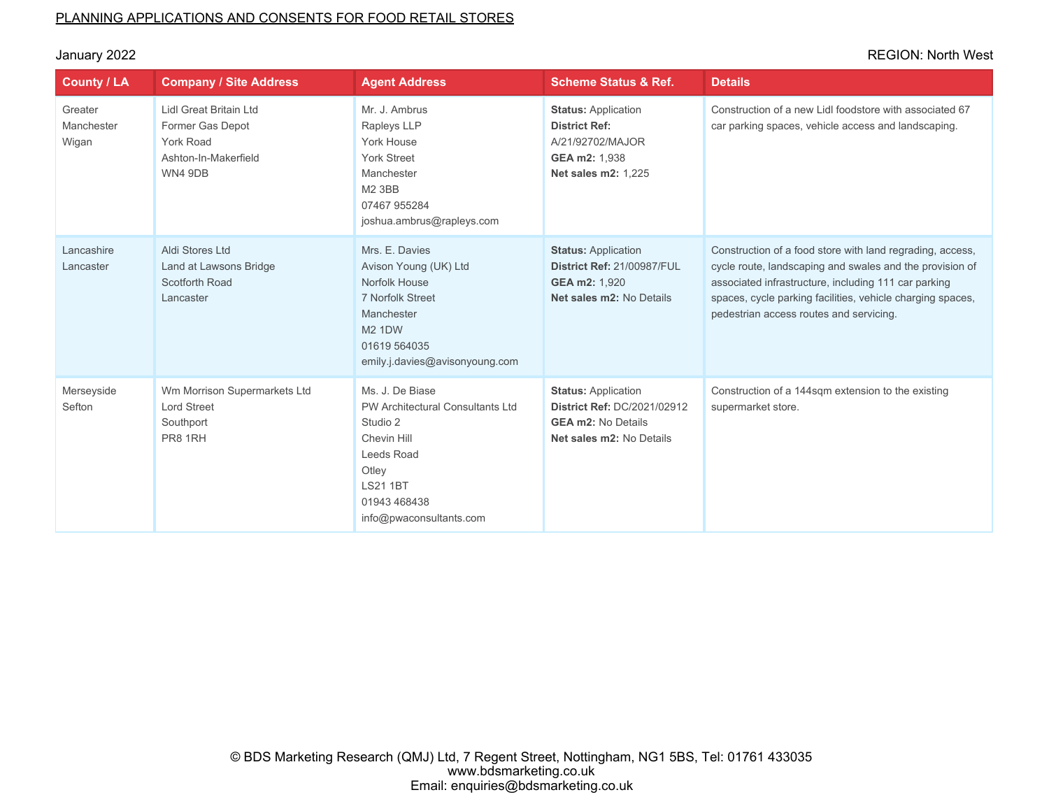PLANNING APPLICATIONS AND CONSENTS FOR FOOD RETAIL STORES

January 2022

REGION: North West

| County / LA | Company / Site Address | Agent Address | Scheme Status & Ref. | Details |
|---|---|---|---|---|
| Greater Manchester Wigan | Lidl Great Britain Ltd<br>Former Gas Depot<br>York Road<br>Ashton-In-Makerfield<br>WN4 9DB | Mr. J. Ambrus<br>Rapleys LLP<br>York House<br>York Street<br>Manchester<br>M2 3BB<br>07467 955284<br>joshua.ambrus@rapleys.com | **Status:** Application<br>**District Ref:** A/21/92702/MAJOR<br>**GEA m2:** 1,938<br>**Net sales m2:** 1,225 | Construction of a new Lidl foodstore with associated 67 car parking spaces, vehicle access and landscaping. |
| Lancashire Lancaster | Aldi Stores Ltd<br>Land at Lawsons Bridge<br>Scotforth Road<br>Lancaster | Mrs. E. Davies<br>Avison Young (UK) Ltd<br>Norfolk House<br>7 Norfolk Street<br>Manchester<br>M2 1DW<br>01619 564035<br>emily.j.davies@avisonyoung.com | **Status:** Application<br>**District Ref:** 21/00987/FUL<br>**GEA m2:** 1,920<br>**Net sales m2:** No Details | Construction of a food store with land regrading, access, cycle route, landscaping and swales and the provision of associated infrastructure, including 111 car parking spaces, cycle parking facilities, vehicle charging spaces, pedestrian access routes and servicing. |
| Merseyside Sefton | Wm Morrison Supermarkets Ltd<br>Lord Street<br>Southport<br>PR8 1RH | Ms. J. De Biase<br>PW Architectural Consultants Ltd<br>Studio 2<br>Chevin Hill<br>Leeds Road<br>Otley<br>LS21 1BT<br>01943 468438<br>info@pwaconsultants.com | **Status:** Application<br>**District Ref:** DC/2021/02912<br>**GEA m2:** No Details<br>**Net sales m2:** No Details | Construction of a 144sqm extension to the existing supermarket store. |

© BDS Marketing Research (QMJ) Ltd, 7 Regent Street, Nottingham, NG1 5BS, Tel: 01761 433035
www.bdsmarketing.co.uk
Email: enquiries@bdsmarketing.co.uk